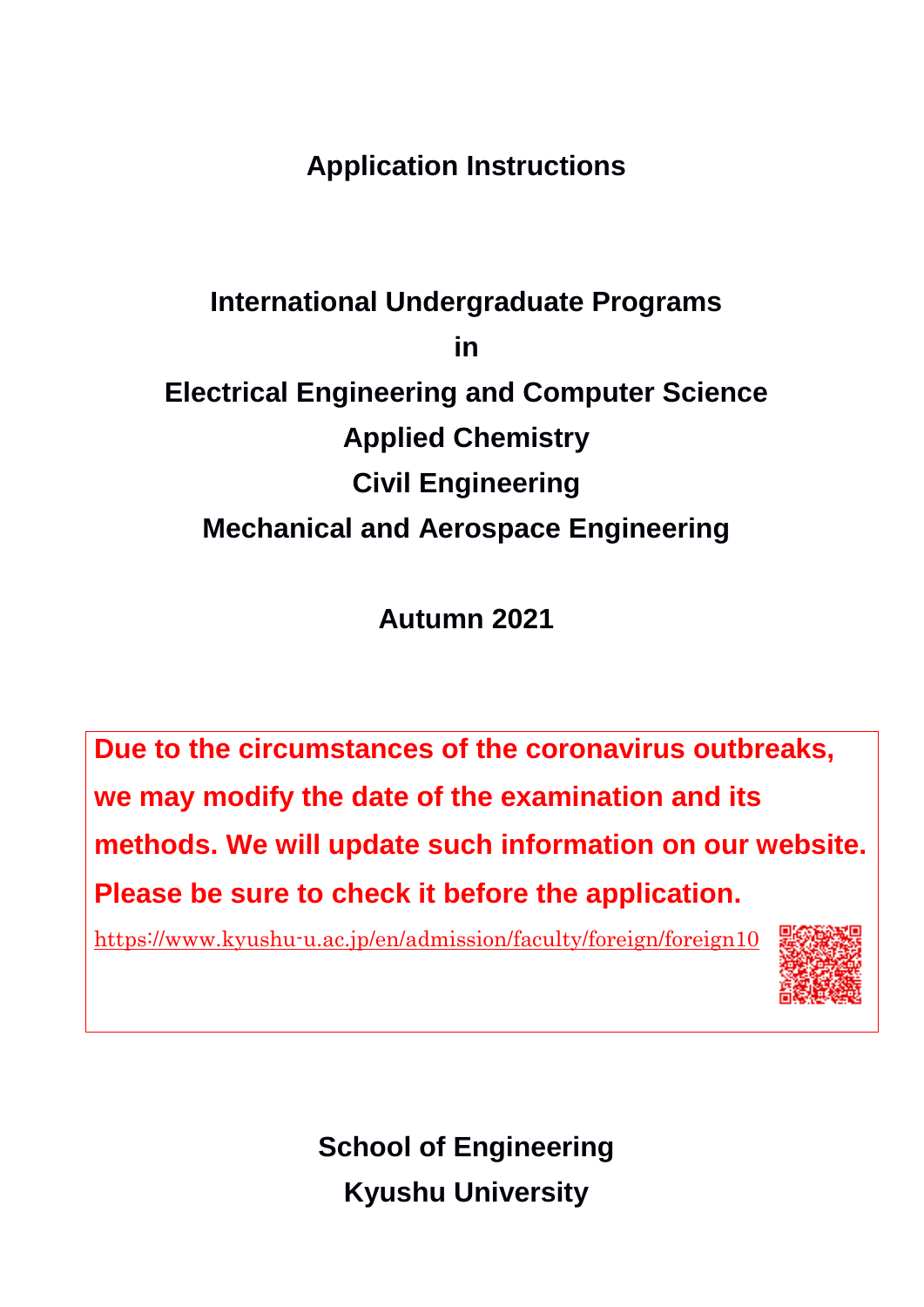# Application Instructions

## International Undergraduate Programs

## in

## Electrical Engineering and Computer Science

## Applied Chemistry

## Civil Engineering

## Mechanical and Aerospace Engineering

## Autumn 2021

**Due to the circumstances of the coronavirus outbreaks, we may modify the date of the examination and its methods. We will update such information on our website. Please be sure to check it before the application.**

https://www.kyushu-u.ac.jp/en/admission/faculty/foreign/foreign10

**School of Engineering**

**Kyushu University**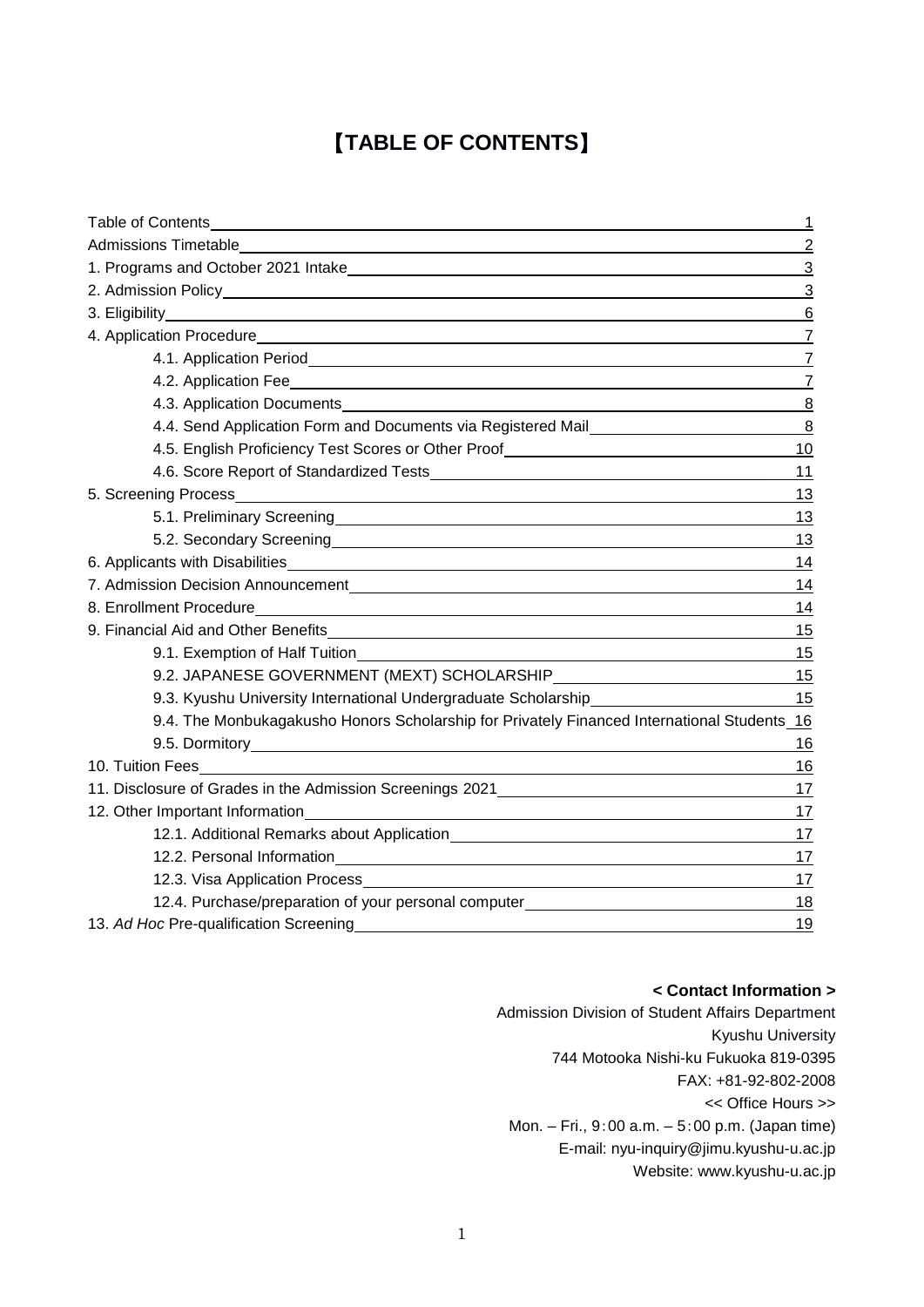# 【TABLE OF CONTENTS】

| Section | Page |
| --- | --- |
| Table of Contents | 1 |
| Admissions Timetable | 2 |
| 1. Programs and October 2021 Intake | 3 |
| 2. Admission Policy | 3 |
| 3. Eligibility | 6 |
| 4. Application Procedure | 7 |
| 4.1. Application Period | 7 |
| 4.2. Application Fee | 7 |
| 4.3. Application Documents | 8 |
| 4.4. Send Application Form and Documents via Registered Mail | 8 |
| 4.5. English Proficiency Test Scores or Other Proof | 10 |
| 4.6. Score Report of Standardized Tests | 11 |
| 5. Screening Process | 13 |
| 5.1. Preliminary Screening | 13 |
| 5.2. Secondary Screening | 13 |
| 6. Applicants with Disabilities | 14 |
| 7. Admission Decision Announcement | 14 |
| 8. Enrollment Procedure | 14 |
| 9. Financial Aid and Other Benefits | 15 |
| 9.1. Exemption of Half Tuition | 15 |
| 9.2. JAPANESE GOVERNMENT (MEXT) SCHOLARSHIP | 15 |
| 9.3. Kyushu University International Undergraduate Scholarship | 15 |
| 9.4. The Monbukagakusho Honors Scholarship for Privately Financed International Students | 16 |
| 9.5. Dormitory | 16 |
| 10. Tuition Fees | 16 |
| 11. Disclosure of Grades in the Admission Screenings 2021 | 17 |
| 12. Other Important Information | 17 |
| 12.1. Additional Remarks about Application | 17 |
| 12.2. Personal Information | 17 |
| 12.3. Visa Application Process | 17 |
| 12.4. Purchase/preparation of your personal computer | 18 |
| 13. *Ad Hoc* Pre-qualification Screening | 19 |

**< Contact Information >**

Admission Division of Student Affairs Department
Kyushu University
744 Motooka Nishi-ku Fukuoka 819-0395
FAX: +81-92-802-2008
<< Office Hours >>
Mon. – Fri., 9：00 a.m. – 5：00 p.m. (Japan time)
E-mail: nyu-inquiry@jimu.kyushu-u.ac.jp
Website: www.kyushu-u.ac.jp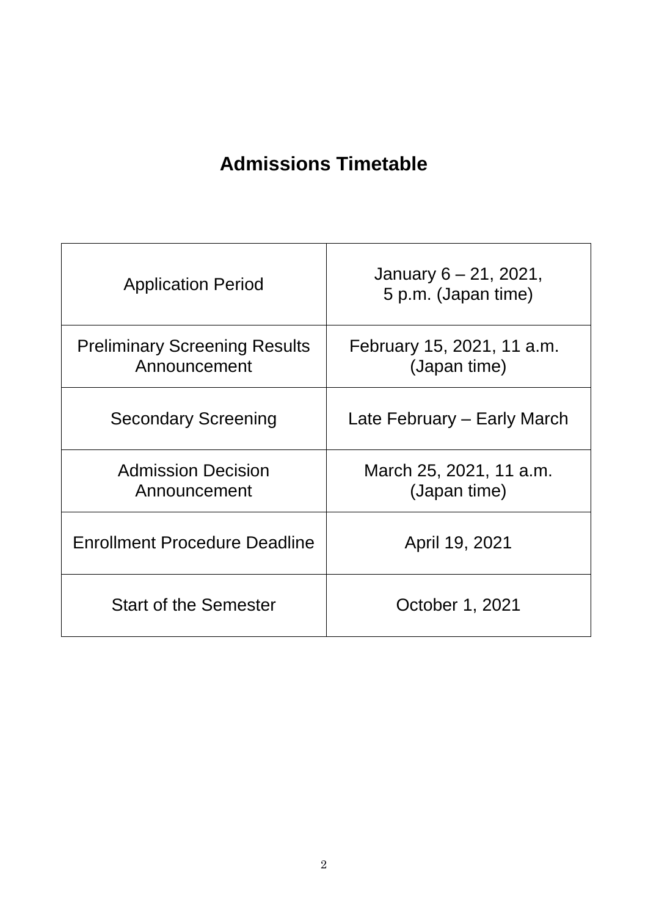# Admissions Timetable

| | |
|---|---|
| Application Period | January 6 – 21, 2021, 5 p.m. (Japan time) |
| Preliminary Screening Results Announcement | February 15, 2021, 11 a.m. (Japan time) |
| Secondary Screening | Late February – Early March |
| Admission Decision Announcement | March 25, 2021, 11 a.m. (Japan time) |
| Enrollment Procedure Deadline | April 19, 2021 |
| Start of the Semester | October 1, 2021 |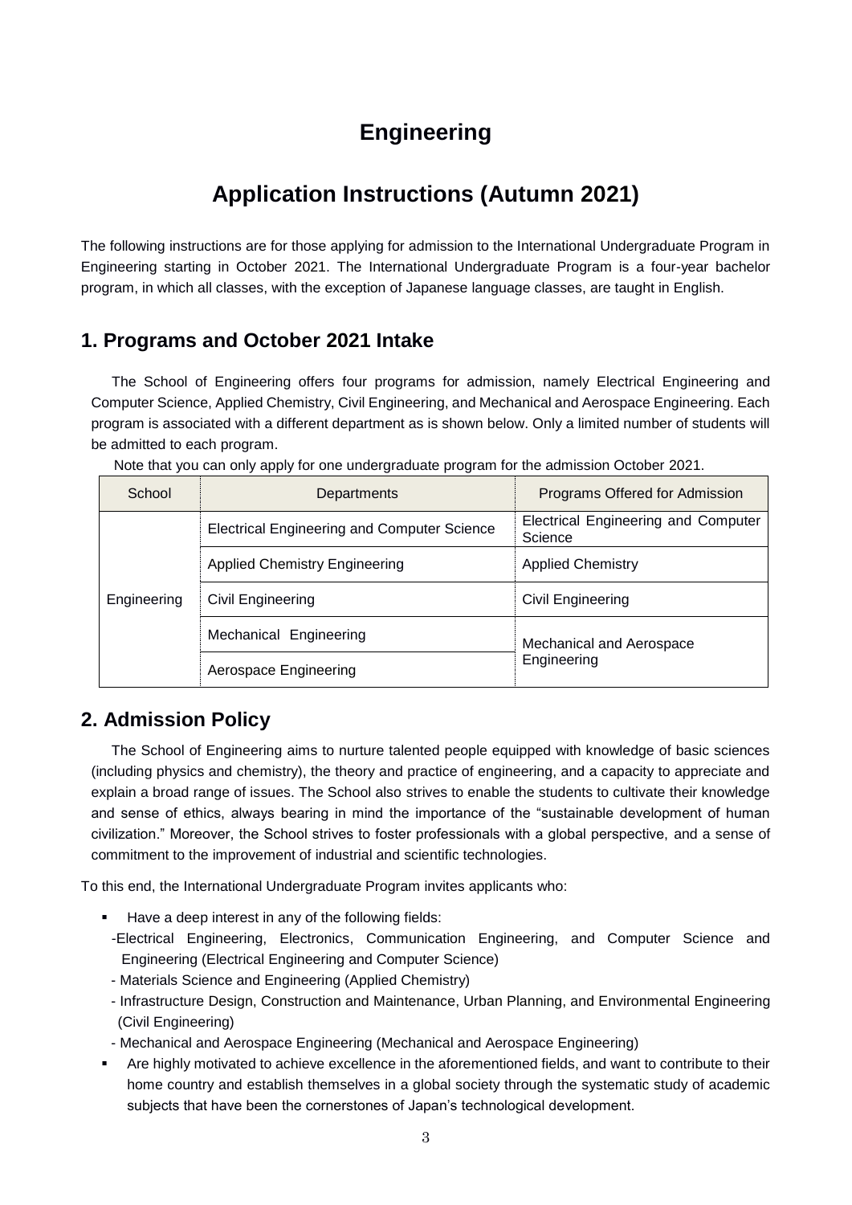# Engineering

# Application Instructions (Autumn 2021)

The following instructions are for those applying for admission to the International Undergraduate Program in Engineering starting in October 2021. The International Undergraduate Program is a four-year bachelor program, in which all classes, with the exception of Japanese language classes, are taught in English.

## 1. Programs and October 2021 Intake

The School of Engineering offers four programs for admission, namely Electrical Engineering and Computer Science, Applied Chemistry, Civil Engineering, and Mechanical and Aerospace Engineering. Each program is associated with a different department as is shown below. Only a limited number of students will be admitted to each program.

Note that you can only apply for one undergraduate program for the admission October 2021.

| School | Departments | Programs Offered for Admission |
|---|---|---|
| Engineering | Electrical Engineering and Computer Science | Electrical Engineering and Computer Science |
| | Applied Chemistry Engineering | Applied Chemistry |
| | Civil Engineering | Civil Engineering |
| | Mechanical Engineering | Mechanical and Aerospace Engineering |
| | Aerospace Engineering | |

## 2. Admission Policy

The School of Engineering aims to nurture talented people equipped with knowledge of basic sciences (including physics and chemistry), the theory and practice of engineering, and a capacity to appreciate and explain a broad range of issues. The School also strives to enable the students to cultivate their knowledge and sense of ethics, always bearing in mind the importance of the "sustainable development of human civilization." Moreover, the School strives to foster professionals with a global perspective, and a sense of commitment to the improvement of industrial and scientific technologies.

To this end, the International Undergraduate Program invites applicants who:

- Have a deep interest in any of the following fields:
  - Electrical Engineering, Electronics, Communication Engineering, and Computer Science and Engineering (Electrical Engineering and Computer Science)
  - Materials Science and Engineering (Applied Chemistry)
  - Infrastructure Design, Construction and Maintenance, Urban Planning, and Environmental Engineering (Civil Engineering)
  - Mechanical and Aerospace Engineering (Mechanical and Aerospace Engineering)
- Are highly motivated to achieve excellence in the aforementioned fields, and want to contribute to their home country and establish themselves in a global society through the systematic study of academic subjects that have been the cornerstones of Japan's technological development.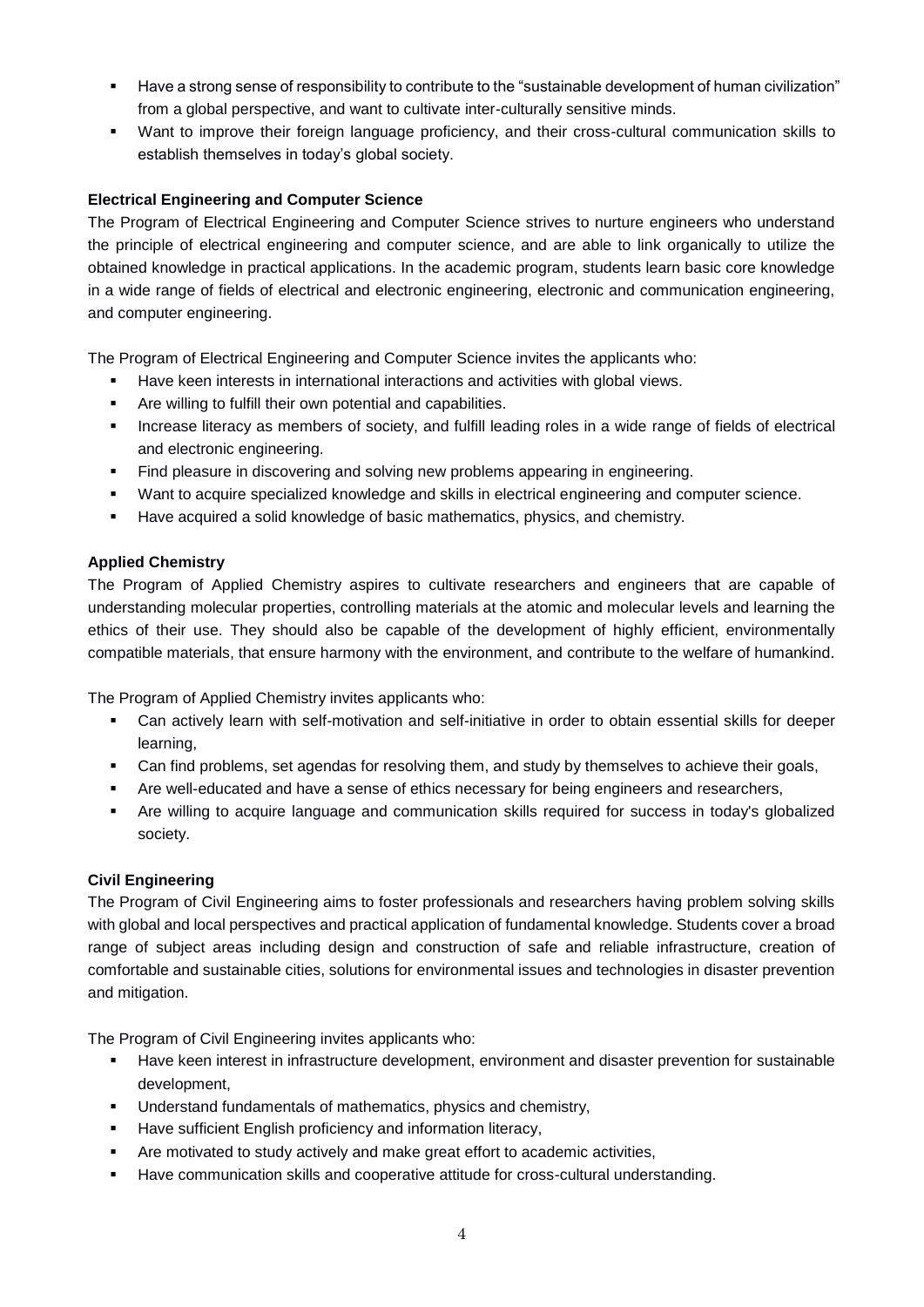- Have a strong sense of responsibility to contribute to the "sustainable development of human civilization" from a global perspective, and want to cultivate inter-culturally sensitive minds.
- Want to improve their foreign language proficiency, and their cross-cultural communication skills to establish themselves in today's global society.

**Electrical Engineering and Computer Science**

The Program of Electrical Engineering and Computer Science strives to nurture engineers who understand the principle of electrical engineering and computer science, and are able to link organically to utilize the obtained knowledge in practical applications. In the academic program, students learn basic core knowledge in a wide range of fields of electrical and electronic engineering, electronic and communication engineering, and computer engineering.

The Program of Electrical Engineering and Computer Science invites the applicants who:

- Have keen interests in international interactions and activities with global views.
- Are willing to fulfill their own potential and capabilities.
- Increase literacy as members of society, and fulfill leading roles in a wide range of fields of electrical and electronic engineering.
- Find pleasure in discovering and solving new problems appearing in engineering.
- Want to acquire specialized knowledge and skills in electrical engineering and computer science.
- Have acquired a solid knowledge of basic mathematics, physics, and chemistry.

**Applied Chemistry**

The Program of Applied Chemistry aspires to cultivate researchers and engineers that are capable of understanding molecular properties, controlling materials at the atomic and molecular levels and learning the ethics of their use. They should also be capable of the development of highly efficient, environmentally compatible materials, that ensure harmony with the environment, and contribute to the welfare of humankind.

The Program of Applied Chemistry invites applicants who:

- Can actively learn with self-motivation and self-initiative in order to obtain essential skills for deeper learning,
- Can find problems, set agendas for resolving them, and study by themselves to achieve their goals,
- Are well-educated and have a sense of ethics necessary for being engineers and researchers,
- Are willing to acquire language and communication skills required for success in today's globalized society.

**Civil Engineering**

The Program of Civil Engineering aims to foster professionals and researchers having problem solving skills with global and local perspectives and practical application of fundamental knowledge. Students cover a broad range of subject areas including design and construction of safe and reliable infrastructure, creation of comfortable and sustainable cities, solutions for environmental issues and technologies in disaster prevention and mitigation.

The Program of Civil Engineering invites applicants who:

- Have keen interest in infrastructure development, environment and disaster prevention for sustainable development,
- Understand fundamentals of mathematics, physics and chemistry,
- Have sufficient English proficiency and information literacy,
- Are motivated to study actively and make great effort to academic activities,
- Have communication skills and cooperative attitude for cross-cultural understanding.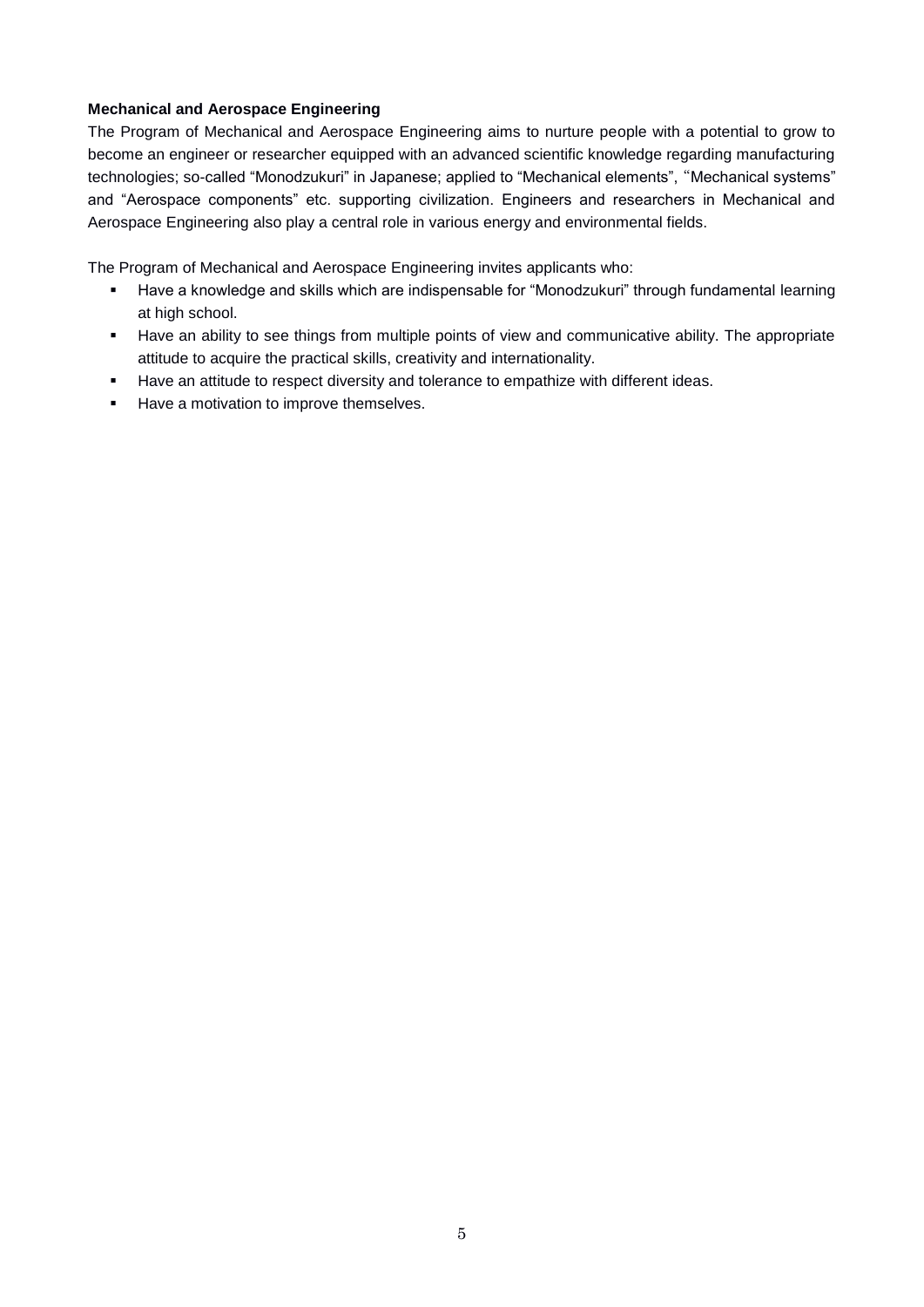**Mechanical and Aerospace Engineering**

The Program of Mechanical and Aerospace Engineering aims to nurture people with a potential to grow to become an engineer or researcher equipped with an advanced scientific knowledge regarding manufacturing technologies; so-called "Monodzukuri" in Japanese; applied to "Mechanical elements", "Mechanical systems" and "Aerospace components" etc. supporting civilization. Engineers and researchers in Mechanical and Aerospace Engineering also play a central role in various energy and environmental fields.

The Program of Mechanical and Aerospace Engineering invites applicants who:

- Have a knowledge and skills which are indispensable for "Monodzukuri" through fundamental learning at high school.
- Have an ability to see things from multiple points of view and communicative ability. The appropriate attitude to acquire the practical skills, creativity and internationality.
- Have an attitude to respect diversity and tolerance to empathize with different ideas.
- Have a motivation to improve themselves.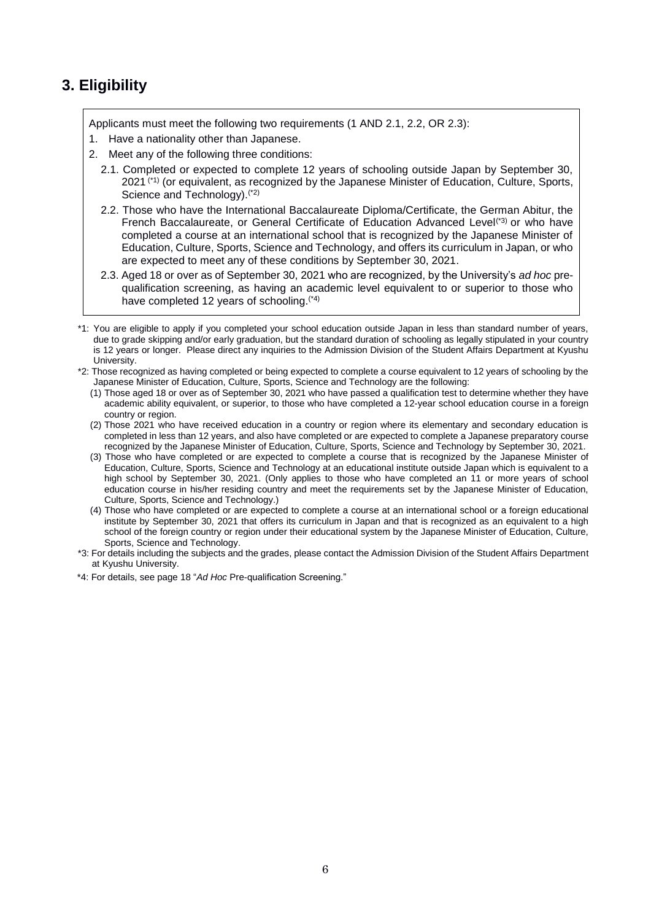## 3. Eligibility

Applicants must meet the following two requirements (1 AND 2.1, 2.2, OR 2.3):

1. Have a nationality other than Japanese.
2. Meet any of the following three conditions:
   - 2.1. Completed or expected to complete 12 years of schooling outside Japan by September 30, 2021 (*1) (or equivalent, as recognized by the Japanese Minister of Education, Culture, Sports, Science and Technology).(*2)
   - 2.2. Those who have the International Baccalaureate Diploma/Certificate, the German Abitur, the French Baccalaureate, or General Certificate of Education Advanced Level(*3) or who have completed a course at an international school that is recognized by the Japanese Minister of Education, Culture, Sports, Science and Technology, and offers its curriculum in Japan, or who are expected to meet any of these conditions by September 30, 2021.
   - 2.3. Aged 18 or over as of September 30, 2021 who are recognized, by the University's *ad hoc* pre-qualification screening, as having an academic level equivalent to or superior to those who have completed 12 years of schooling.(*4)

*1: You are eligible to apply if you completed your school education outside Japan in less than standard number of years, due to grade skipping and/or early graduation, but the standard duration of schooling as legally stipulated in your country is 12 years or longer. Please direct any inquiries to the Admission Division of the Student Affairs Department at Kyushu University.

*2: Those recognized as having completed or being expected to complete a course equivalent to 12 years of schooling by the Japanese Minister of Education, Culture, Sports, Science and Technology are the following:

(1) Those aged 18 or over as of September 30, 2021 who have passed a qualification test to determine whether they have academic ability equivalent, or superior, to those who have completed a 12-year school education course in a foreign country or region.

(2) Those 2021 who have received education in a country or region where its elementary and secondary education is completed in less than 12 years, and also have completed or are expected to complete a Japanese preparatory course recognized by the Japanese Minister of Education, Culture, Sports, Science and Technology by September 30, 2021.

(3) Those who have completed or are expected to complete a course that is recognized by the Japanese Minister of Education, Culture, Sports, Science and Technology at an educational institute outside Japan which is equivalent to a high school by September 30, 2021. (Only applies to those who have completed an 11 or more years of school education course in his/her residing country and meet the requirements set by the Japanese Minister of Education, Culture, Sports, Science and Technology.)

(4) Those who have completed or are expected to complete a course at an international school or a foreign educational institute by September 30, 2021 that offers its curriculum in Japan and that is recognized as an equivalent to a high school of the foreign country or region under their educational system by the Japanese Minister of Education, Culture, Sports, Science and Technology.

*3: For details including the subjects and the grades, please contact the Admission Division of the Student Affairs Department at Kyushu University.

*4: For details, see page 18 "*Ad Hoc* Pre-qualification Screening."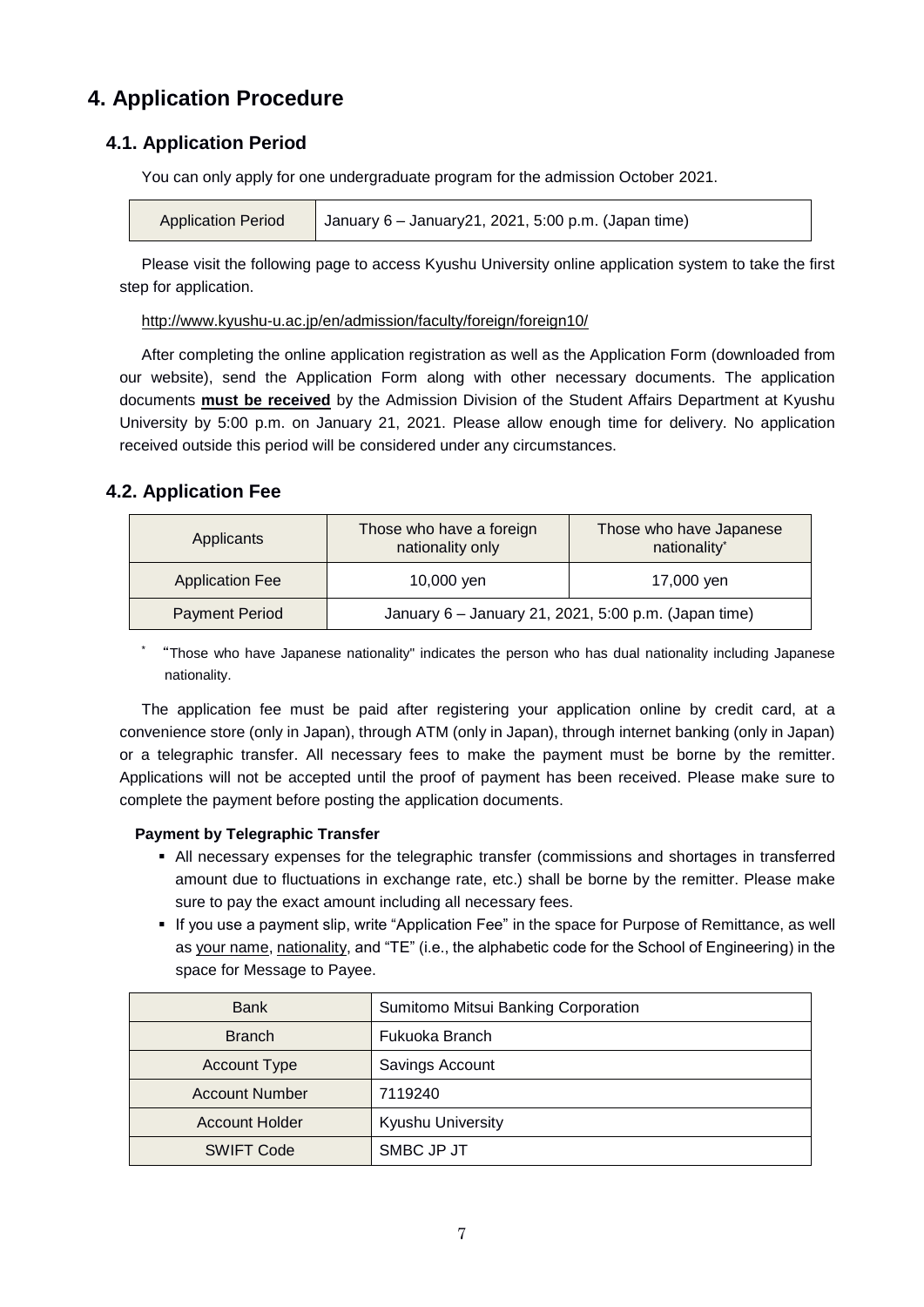# 4. Application Procedure

## 4.1. Application Period

You can only apply for one undergraduate program for the admission October 2021.

| Application Period | January 6 – January21, 2021, 5:00 p.m. (Japan time) |
|---|---|

Please visit the following page to access Kyushu University online application system to take the first step for application.

http://www.kyushu-u.ac.jp/en/admission/faculty/foreign/foreign10/

After completing the online application registration as well as the Application Form (downloaded from our website), send the Application Form along with other necessary documents. The application documents **must be received** by the Admission Division of the Student Affairs Department at Kyushu University by 5:00 p.m. on January 21, 2021. Please allow enough time for delivery. No application received outside this period will be considered under any circumstances.

## 4.2. Application Fee

| Applicants | Those who have a foreign nationality only | Those who have Japanese nationality* |
|---|---|---|
| Application Fee | 10,000 yen | 17,000 yen |
| Payment Period | January 6 – January 21, 2021, 5:00 p.m. (Japan time) | |

* "Those who have Japanese nationality" indicates the person who has dual nationality including Japanese nationality.

The application fee must be paid after registering your application online by credit card, at a convenience store (only in Japan), through ATM (only in Japan), through internet banking (only in Japan) or a telegraphic transfer. All necessary fees to make the payment must be borne by the remitter. Applications will not be accepted until the proof of payment has been received. Please make sure to complete the payment before posting the application documents.

**Payment by Telegraphic Transfer**

- All necessary expenses for the telegraphic transfer (commissions and shortages in transferred amount due to fluctuations in exchange rate, etc.) shall be borne by the remitter. Please make sure to pay the exact amount including all necessary fees.
- If you use a payment slip, write "Application Fee" in the space for Purpose of Remittance, as well as your name, nationality, and "TE" (i.e., the alphabetic code for the School of Engineering) in the space for Message to Payee.

| Bank | Sumitomo Mitsui Banking Corporation |
|---|---|
| Branch | Fukuoka Branch |
| Account Type | Savings Account |
| Account Number | 7119240 |
| Account Holder | Kyushu University |
| SWIFT Code | SMBC JP JT |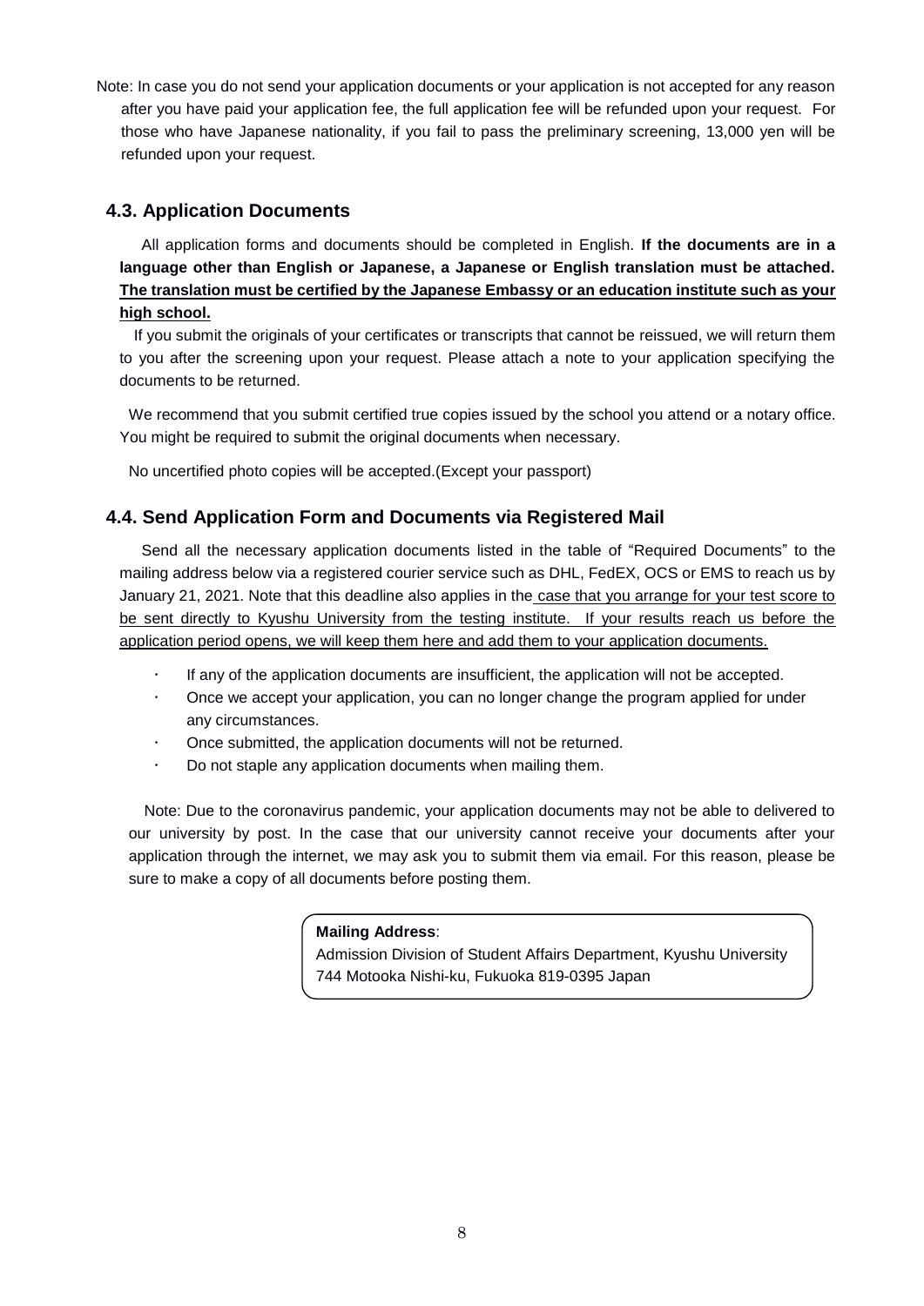Note: In case you do not send your application documents or your application is not accepted for any reason after you have paid your application fee, the full application fee will be refunded upon your request. For those who have Japanese nationality, if you fail to pass the preliminary screening, 13,000 yen will be refunded upon your request.

## 4.3. Application Documents

All application forms and documents should be completed in English. **If the documents are in a language other than English or Japanese, a Japanese or English translation must be attached. <u>The translation must be certified by the Japanese Embassy or an education institute such as your high school.</u>**

If you submit the originals of your certificates or transcripts that cannot be reissued, we will return them to you after the screening upon your request. Please attach a note to your application specifying the documents to be returned.

We recommend that you submit certified true copies issued by the school you attend or a notary office. You might be required to submit the original documents when necessary.

No uncertified photo copies will be accepted.(Except your passport)

## 4.4. Send Application Form and Documents via Registered Mail

Send all the necessary application documents listed in the table of "Required Documents" to the mailing address below via a registered courier service such as DHL, FedEX, OCS or EMS to reach us by January 21, 2021. Note that this deadline also applies in the <u>case that you arrange for your test score to be sent directly to Kyushu University from the testing institute. If your results reach us before the application period opens, we will keep them here and add them to your application documents.</u>

- If any of the application documents are insufficient, the application will not be accepted.
- Once we accept your application, you can no longer change the program applied for under any circumstances.
- Once submitted, the application documents will not be returned.
- Do not staple any application documents when mailing them.

Note: Due to the coronavirus pandemic, your application documents may not be able to delivered to our university by post. In the case that our university cannot receive your documents after your application through the internet, we may ask you to submit them via email. For this reason, please be sure to make a copy of all documents before posting them.

**Mailing Address**:
Admission Division of Student Affairs Department, Kyushu University
744 Motooka Nishi-ku, Fukuoka 819-0395 Japan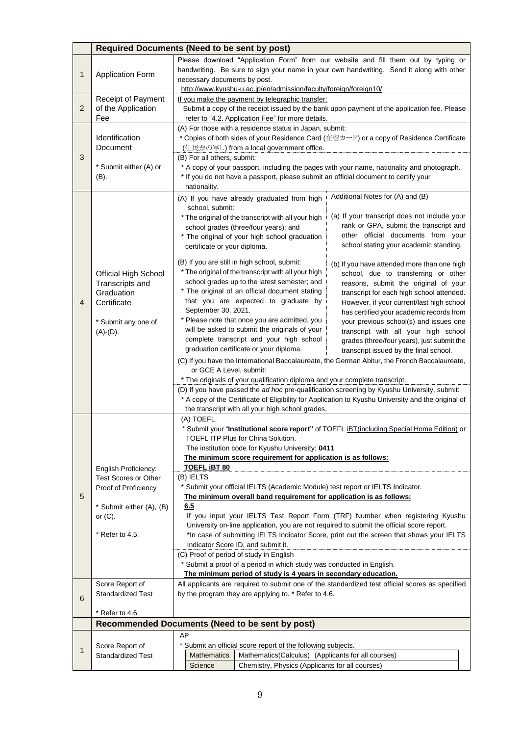| | **Required Documents (Need to be sent by post)** | |
|---|---|---|
| 1 | Application Form | Please download "Application Form" from our website and fill them out by typing or handwriting. Be sure to sign your name in your own handwriting. Send it along with other necessary documents by post.<br>http://www.kyushu-u.ac.jp/en/admission/faculty/foreign/foreign10/ |
| 2 | Receipt of Payment of the Application Fee | If you make the payment by telegraphic transfer;<br>Submit a copy of the receipt issued by the bank upon payment of the application fee. Please refer to "4.2. Application Fee" for more details. |
| 3 | Identification Document<br><br>* Submit either (A) or (B). | (A) For those with a residence status in Japan, submit:<br>* Copies of both sides of your Residence Card (在留カード) or a copy of Residence Certificate (住民票の写し) from a local government office.<br>(B) For all others, submit:<br>* A copy of your passport, including the pages with your name, nationality and photograph.<br>* If you do not have a passport, please submit an official document to certify your nationality. |
| 4 | Official High School Transcripts and Graduation Certificate<br><br>* Submit any one of (A)-(D). | (A) If you have already graduated from high school, submit:<br>* The original of the transcript with all your high school grades (three/four years); and<br>* The original of your high school graduation certificate or your diploma.<br><br>(B) If you are still in high school, submit:<br>* The original of the transcript with all your high school grades up to the latest semester; and<br>* The original of an official document stating that you are expected to graduate by September 30, 2021.<br>* Please note that once you are admitted, you will be asked to submit the originals of your complete transcript and your high school graduation certificate or your diploma.<br><br>Additional Notes for (A) and (B)<br>(a) If your transcript does not include your rank or GPA, submit the transcript and other official documents from your school stating your academic standing.<br>(b) If you have attended more than one high school, due to transferring or other reasons, submit the original of your transcript for each high school attended. However, if your current/last high school has certified your academic records from your previous school(s) and issues one transcript with all your high school grades (three/four years), just submit the transcript issued by the final school.<br><br>(C) If you have the International Baccalaureate, the German Abitur, the French Baccalaureate, or GCE A Level, submit:<br>* The originals of your qualification diploma and your complete transcript.<br>(D) If you have passed the *ad hoc* pre-qualification screening by Kyushu University, submit:<br>* A copy of the Certificate of Eligibility for Application to Kyushu University and the original of the transcript with all your high school grades. |
| 5 | English Proficiency: Test Scores or Other Proof of Proficiency<br><br>* Submit either (A), (B) or (C).<br><br>* Refer to 4.5. | (A) TOEFL.<br>* Submit your "**Institutional score report"** of TOEFL iBT(including Special Home Edition) or TOEFL ITP Plus for China Solution.<br>The institution code for Kyushu University: **0411**<br>**The minimum score requirement for application is as follows:**<br>**TOEFL iBT 80**<br>(B) IELTS<br>* Submit your official IELTS (Academic Module) test report or IELTS Indicator.<br>**The minimum overall band requirement for application is as follows:**<br>**6.5**<br>If you input your IELTS Test Report Form (TRF) Number when registering Kyushu University on-line application, you are not required to submit the official score report.<br>*In case of submitting IELTS Indicator Score, print out the screen that shows your IELTS Indicator Score ID, and submit it.<br>(C) Proof of period of study in English<br>* Submit a proof of a period in which study was conducted in English.<br>**The minimum period of study is 4 years in secondary education.** |
| 6 | Score Report of Standardized Test<br><br>* Refer to 4.6. | All applicants are required to submit one of the standardized test official scores as specified by the program they are applying to. * Refer to 4.6. |
| | **Recommended Documents (Need to be sent by post)** | |
| 1 | Score Report of Standardized Test | AP<br>* Submit an official score report of the following subjects.<br>Mathematics: Mathematics(Calculus) (Applicants for all courses)<br>Science: Chemistry, Physics (Applicants for all courses) |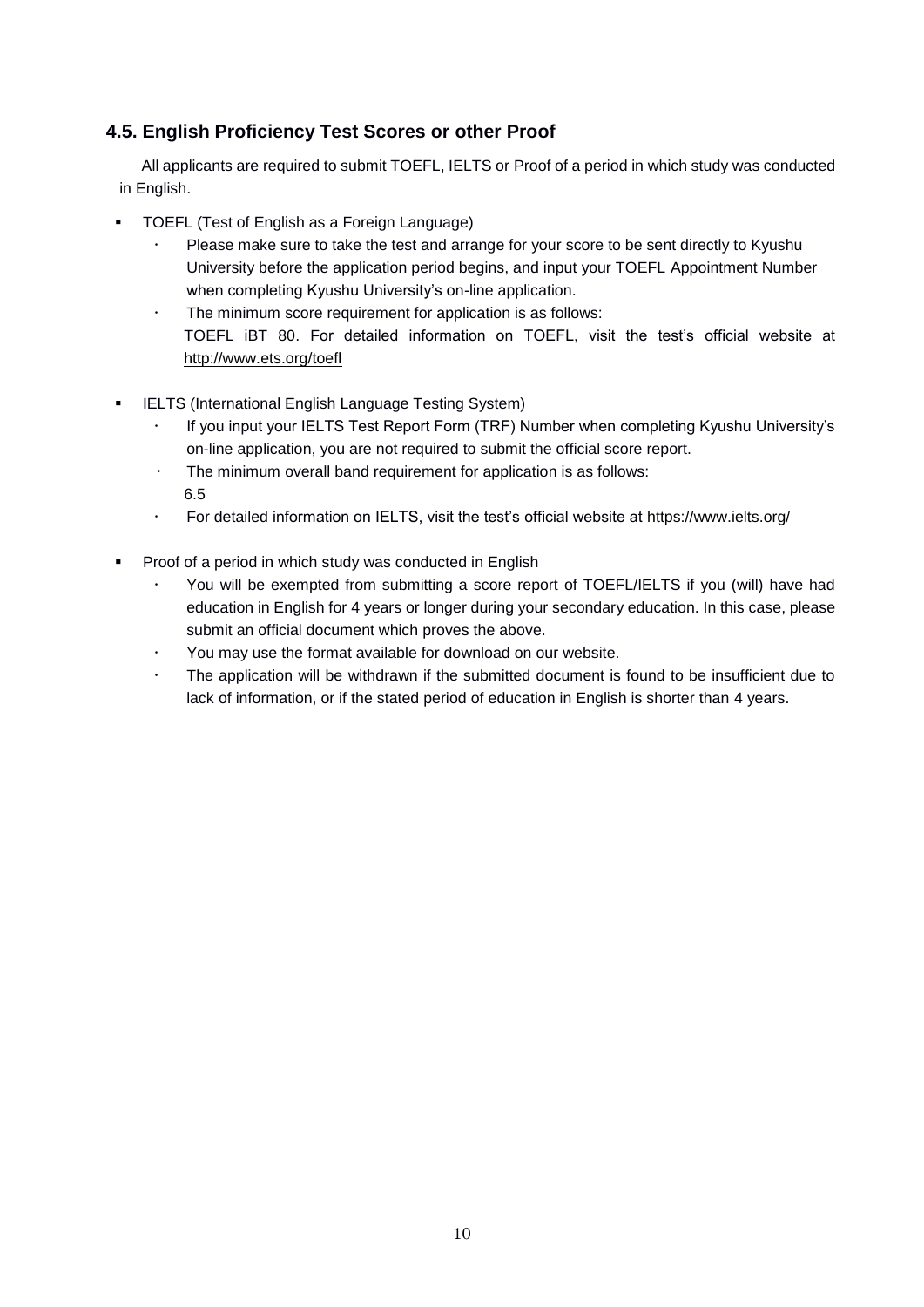### 4.5. English Proficiency Test Scores or other Proof

All applicants are required to submit TOEFL, IELTS or Proof of a period in which study was conducted in English.

- TOEFL (Test of English as a Foreign Language)
  - Please make sure to take the test and arrange for your score to be sent directly to Kyushu University before the application period begins, and input your TOEFL Appointment Number when completing Kyushu University's on-line application.
  - The minimum score requirement for application is as follows:
    TOEFL iBT 80. For detailed information on TOEFL, visit the test's official website at http://www.ets.org/toefl
- IELTS (International English Language Testing System)
  - If you input your IELTS Test Report Form (TRF) Number when completing Kyushu University's on-line application, you are not required to submit the official score report.
  - The minimum overall band requirement for application is as follows:
    6.5
  - For detailed information on IELTS, visit the test's official website at https://www.ielts.org/
- Proof of a period in which study was conducted in English
  - You will be exempted from submitting a score report of TOEFL/IELTS if you (will) have had education in English for 4 years or longer during your secondary education. In this case, please submit an official document which proves the above.
  - You may use the format available for download on our website.
  - The application will be withdrawn if the submitted document is found to be insufficient due to lack of information, or if the stated period of education in English is shorter than 4 years.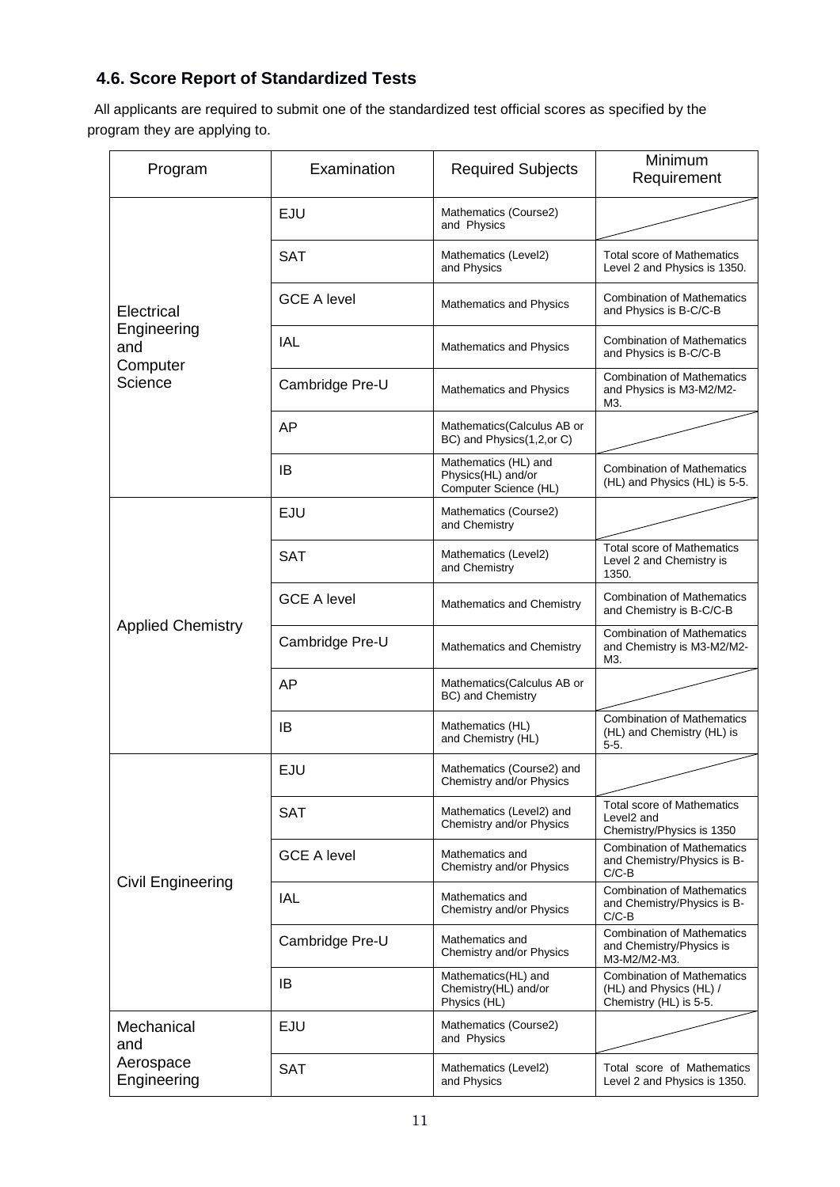## 4.6. Score Report of Standardized Tests

All applicants are required to submit one of the standardized test official scores as specified by the program they are applying to.

| Program | Examination | Required Subjects | Minimum Requirement |
|---|---|---|---|
| Electrical Engineering and Computer Science | EJU | Mathematics (Course2) and Physics | |
| | SAT | Mathematics (Level2) and Physics | Total score of Mathematics Level 2 and Physics is 1350. |
| | GCE A level | Mathematics and Physics | Combination of Mathematics and Physics is B-C/C-B |
| | IAL | Mathematics and Physics | Combination of Mathematics and Physics is B-C/C-B |
| | Cambridge Pre-U | Mathematics and Physics | Combination of Mathematics and Physics is M3-M2/M2-M3. |
| | AP | Mathematics(Calculus AB or BC) and Physics(1,2,or C) | |
| | IB | Mathematics (HL) and Physics(HL) and/or Computer Science (HL) | Combination of Mathematics (HL) and Physics (HL) is 5-5. |
| Applied Chemistry | EJU | Mathematics (Course2) and Chemistry | |
| | SAT | Mathematics (Level2) and Chemistry | Total score of Mathematics Level 2 and Chemistry is 1350. |
| | GCE A level | Mathematics and Chemistry | Combination of Mathematics and Chemistry is B-C/C-B |
| | Cambridge Pre-U | Mathematics and Chemistry | Combination of Mathematics and Chemistry is M3-M2/M2-M3. |
| | AP | Mathematics(Calculus AB or BC) and Chemistry | |
| | IB | Mathematics (HL) and Chemistry (HL) | Combination of Mathematics (HL) and Chemistry (HL) is 5-5. |
| Civil Engineering | EJU | Mathematics (Course2) and Chemistry and/or Physics | |
| | SAT | Mathematics (Level2) and Chemistry and/or Physics | Total score of Mathematics Level2 and Chemistry/Physics is 1350 |
| | GCE A level | Mathematics and Chemistry and/or Physics | Combination of Mathematics and Chemistry/Physics is B-C/C-B |
| | IAL | Mathematics and Chemistry and/or Physics | Combination of Mathematics and Chemistry/Physics is B-C/C-B |
| | Cambridge Pre-U | Mathematics and Chemistry and/or Physics | Combination of Mathematics and Chemistry/Physics is M3-M2/M2-M3. |
| | IB | Mathematics(HL) and Chemistry(HL) and/or Physics (HL) | Combination of Mathematics (HL) and Physics (HL) / Chemistry (HL) is 5-5. |
| Mechanical and Aerospace Engineering | EJU | Mathematics (Course2) and Physics | |
| | SAT | Mathematics (Level2) and Physics | Total score of Mathematics Level 2 and Physics is 1350. |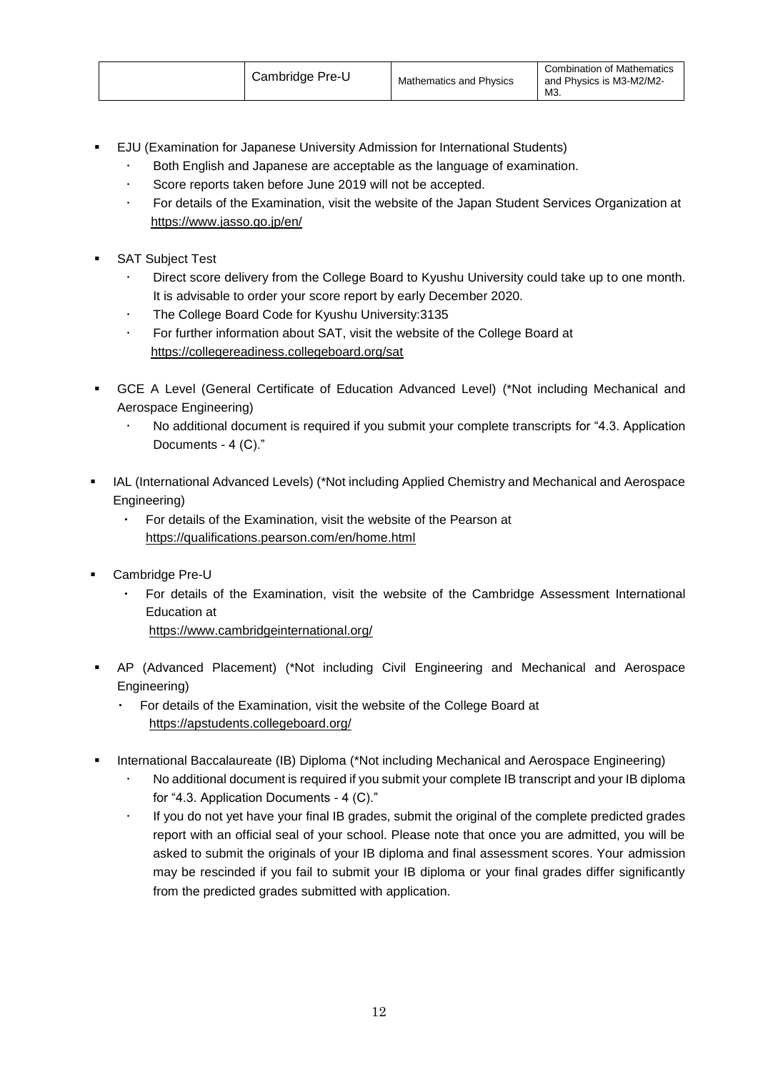|  | Cambridge Pre-U | Mathematics and Physics | Combination of Mathematics and Physics is M3-M2/M2-M3. |
|---|---|---|---|

- EJU (Examination for Japanese University Admission for International Students)
  - Both English and Japanese are acceptable as the language of examination.
  - Score reports taken before June 2019 will not be accepted.
  - For details of the Examination, visit the website of the Japan Student Services Organization at https://www.jasso.go.jp/en/

- SAT Subject Test
  - Direct score delivery from the College Board to Kyushu University could take up to one month. It is advisable to order your score report by early December 2020.
  - The College Board Code for Kyushu University:3135
  - For further information about SAT, visit the website of the College Board at https://collegereadiness.collegeboard.org/sat

- GCE A Level (General Certificate of Education Advanced Level) (*Not including Mechanical and Aerospace Engineering)
  - No additional document is required if you submit your complete transcripts for "4.3. Application Documents - 4 (C)."

- IAL (International Advanced Levels) (*Not including Applied Chemistry and Mechanical and Aerospace Engineering)
  - For details of the Examination, visit the website of the Pearson at https://qualifications.pearson.com/en/home.html

- Cambridge Pre-U
  - For details of the Examination, visit the website of the Cambridge Assessment International Education at https://www.cambridgeinternational.org/

- AP (Advanced Placement) (*Not including Civil Engineering and Mechanical and Aerospace Engineering)
  - For details of the Examination, visit the website of the College Board at https://apstudents.collegeboard.org/

- International Baccalaureate (IB) Diploma (*Not including Mechanical and Aerospace Engineering)
  - No additional document is required if you submit your complete IB transcript and your IB diploma for "4.3. Application Documents - 4 (C)."
  - If you do not yet have your final IB grades, submit the original of the complete predicted grades report with an official seal of your school. Please note that once you are admitted, you will be asked to submit the originals of your IB diploma and final assessment scores. Your admission may be rescinded if you fail to submit your IB diploma or your final grades differ significantly from the predicted grades submitted with application.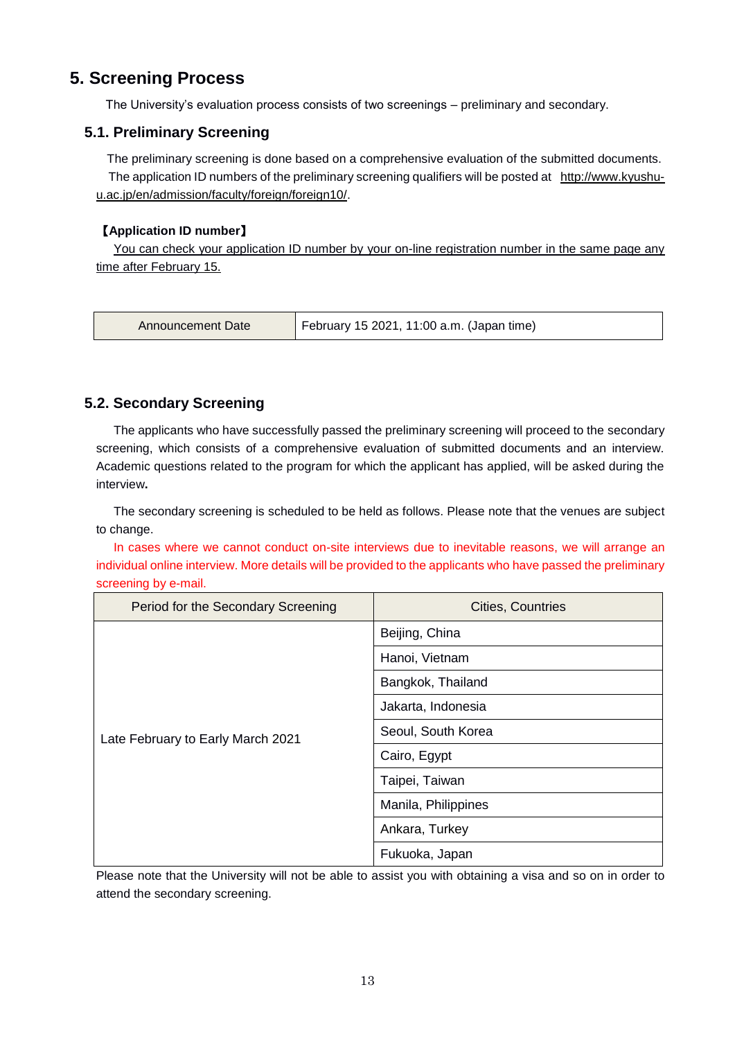## 5. Screening Process

The University's evaluation process consists of two screenings – preliminary and secondary.

### 5.1. Preliminary Screening

The preliminary screening is done based on a comprehensive evaluation of the submitted documents. The application ID numbers of the preliminary screening qualifiers will be posted at http://www.kyushu-u.ac.jp/en/admission/faculty/foreign/foreign10/.

**【Application ID number】**

You can check your application ID number by your on-line registration number in the same page any time after February 15.

| Announcement Date | February 15 2021, 11:00 a.m. (Japan time) |
|---|---|

### 5.2. Secondary Screening

The applicants who have successfully passed the preliminary screening will proceed to the secondary screening, which consists of a comprehensive evaluation of submitted documents and an interview. Academic questions related to the program for which the applicant has applied, will be asked during the interview.

The secondary screening is scheduled to be held as follows. Please note that the venues are subject to change.

In cases where we cannot conduct on-site interviews due to inevitable reasons, we will arrange an individual online interview. More details will be provided to the applicants who have passed the preliminary screening by e-mail.

| Period for the Secondary Screening | Cities, Countries |
|---|---|
| Late February to Early March 2021 | Beijing, China |
| | Hanoi, Vietnam |
| | Bangkok, Thailand |
| | Jakarta, Indonesia |
| | Seoul, South Korea |
| | Cairo, Egypt |
| | Taipei, Taiwan |
| | Manila, Philippines |
| | Ankara, Turkey |
| | Fukuoka, Japan |

Please note that the University will not be able to assist you with obtaining a visa and so on in order to attend the secondary screening.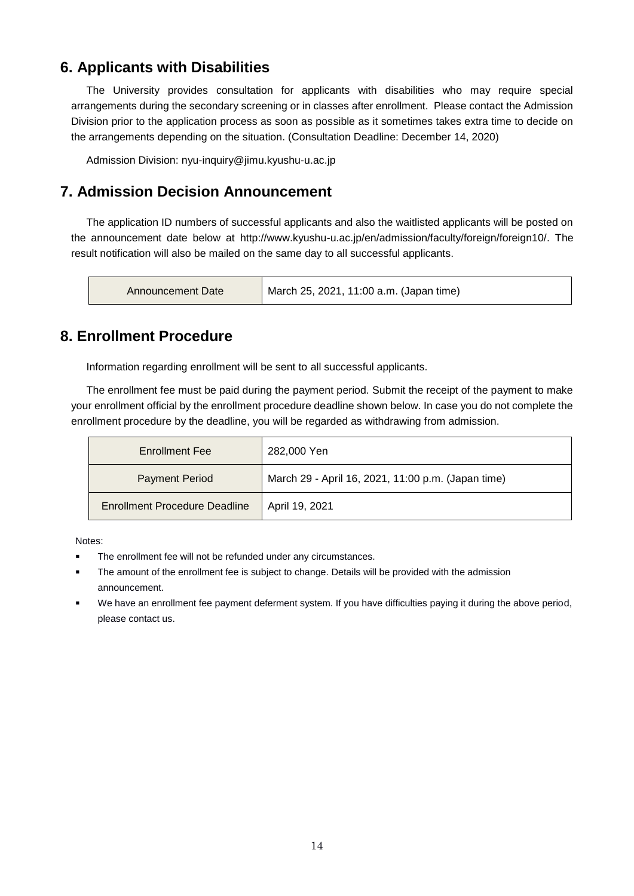## 6. Applicants with Disabilities

The University provides consultation for applicants with disabilities who may require special arrangements during the secondary screening or in classes after enrollment. Please contact the Admission Division prior to the application process as soon as possible as it sometimes takes extra time to decide on the arrangements depending on the situation. (Consultation Deadline: December 14, 2020)

Admission Division: nyu-inquiry@jimu.kyushu-u.ac.jp

## 7. Admission Decision Announcement

The application ID numbers of successful applicants and also the waitlisted applicants will be posted on the announcement date below at http://www.kyushu-u.ac.jp/en/admission/faculty/foreign/foreign10/. The result notification will also be mailed on the same day to all successful applicants.

| Announcement Date | March 25, 2021, 11:00 a.m. (Japan time) |
|---|---|

## 8. Enrollment Procedure

Information regarding enrollment will be sent to all successful applicants.

The enrollment fee must be paid during the payment period. Submit the receipt of the payment to make your enrollment official by the enrollment procedure deadline shown below. In case you do not complete the enrollment procedure by the deadline, you will be regarded as withdrawing from admission.

| Enrollment Fee | 282,000 Yen |
|---|---|
| Payment Period | March 29 - April 16, 2021, 11:00 p.m. (Japan time) |
| Enrollment Procedure Deadline | April 19, 2021 |

Notes:

- The enrollment fee will not be refunded under any circumstances.
- The amount of the enrollment fee is subject to change. Details will be provided with the admission announcement.
- We have an enrollment fee payment deferment system. If you have difficulties paying it during the above period, please contact us.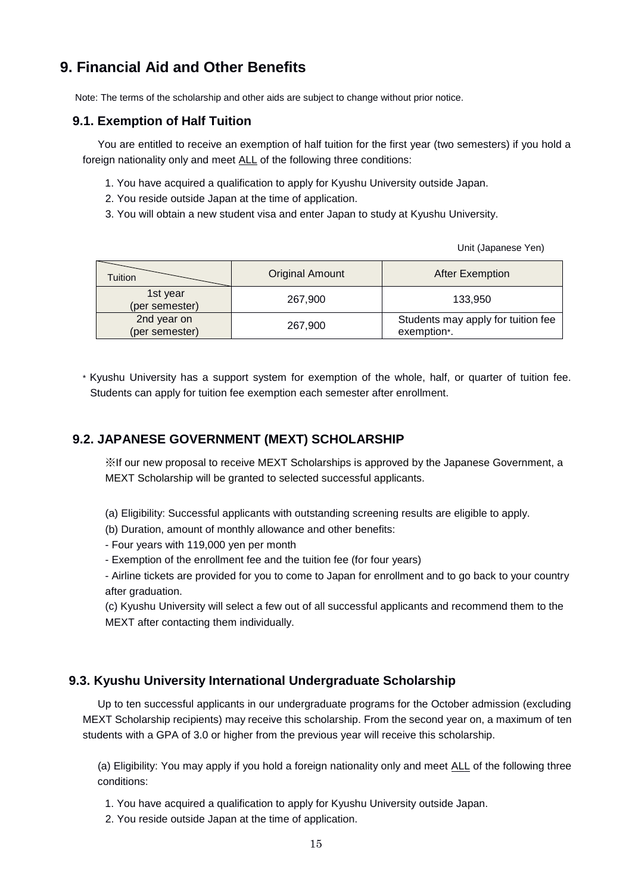## 9. Financial Aid and Other Benefits

Note: The terms of the scholarship and other aids are subject to change without prior notice.

### 9.1. Exemption of Half Tuition

You are entitled to receive an exemption of half tuition for the first year (two semesters) if you hold a foreign nationality only and meet ALL of the following three conditions:

1. You have acquired a qualification to apply for Kyushu University outside Japan.
2. You reside outside Japan at the time of application.
3. You will obtain a new student visa and enter Japan to study at Kyushu University.

Unit (Japanese Yen)

| Tuition | Original Amount | After Exemption |
|---|---|---|
| 1st year (per semester) | 267,900 | 133,950 |
| 2nd year on (per semester) | 267,900 | Students may apply for tuition fee exemption*. |

* Kyushu University has a support system for exemption of the whole, half, or quarter of tuition fee. Students can apply for tuition fee exemption each semester after enrollment.

### 9.2. JAPANESE GOVERNMENT (MEXT) SCHOLARSHIP

※If our new proposal to receive MEXT Scholarships is approved by the Japanese Government, a MEXT Scholarship will be granted to selected successful applicants.

(a) Eligibility: Successful applicants with outstanding screening results are eligible to apply.

(b) Duration, amount of monthly allowance and other benefits:

- Four years with 119,000 yen per month
- Exemption of the enrollment fee and the tuition fee (for four years)
- Airline tickets are provided for you to come to Japan for enrollment and to go back to your country after graduation.

(c) Kyushu University will select a few out of all successful applicants and recommend them to the MEXT after contacting them individually.

### 9.3. Kyushu University International Undergraduate Scholarship

Up to ten successful applicants in our undergraduate programs for the October admission (excluding MEXT Scholarship recipients) may receive this scholarship. From the second year on, a maximum of ten students with a GPA of 3.0 or higher from the previous year will receive this scholarship.

(a) Eligibility: You may apply if you hold a foreign nationality only and meet ALL of the following three conditions:

1. You have acquired a qualification to apply for Kyushu University outside Japan.
2. You reside outside Japan at the time of application.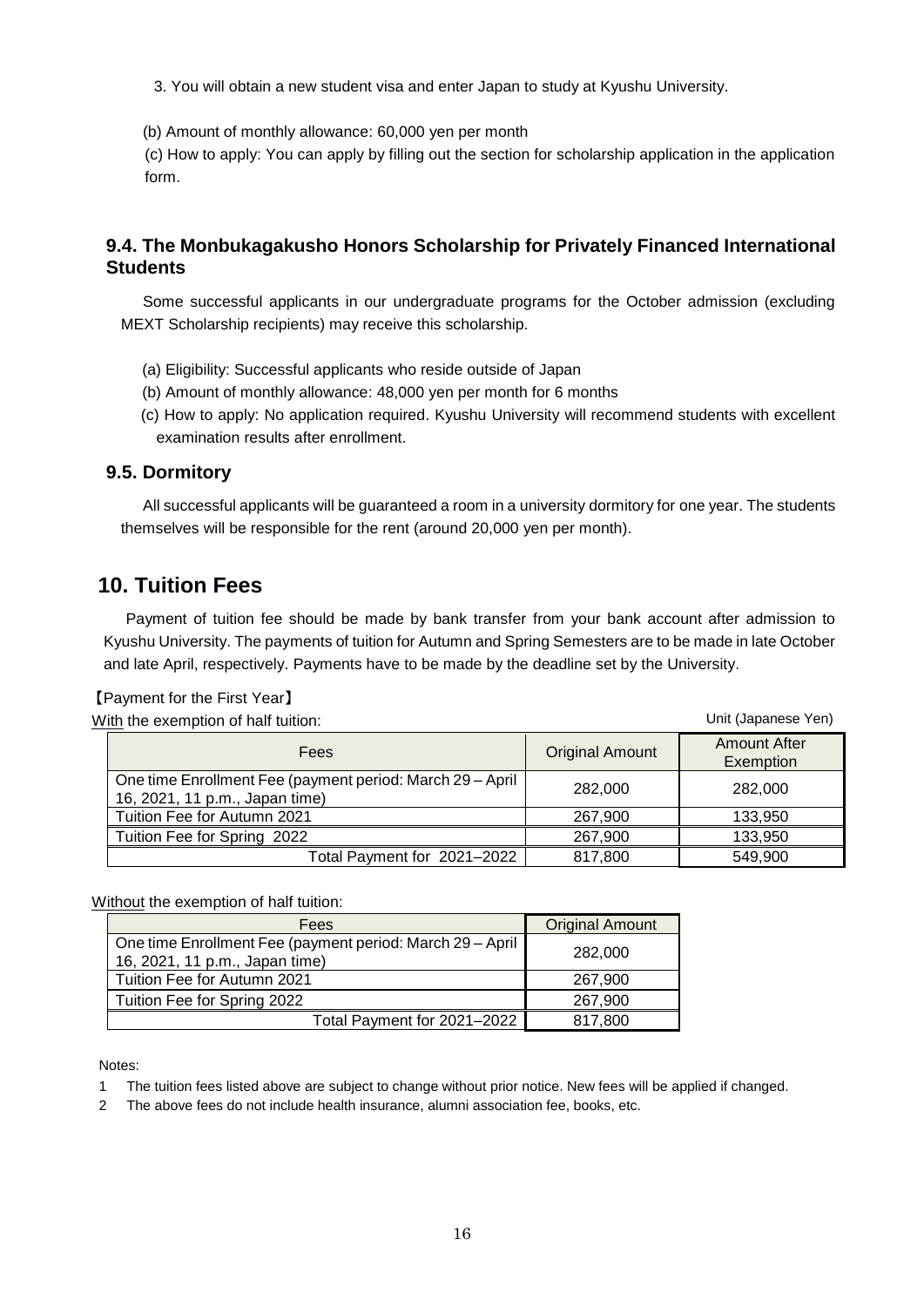3. You will obtain a new student visa and enter Japan to study at Kyushu University.

(b) Amount of monthly allowance: 60,000 yen per month

(c) How to apply: You can apply by filling out the section for scholarship application in the application form.

### 9.4. The Monbukagakusho Honors Scholarship for Privately Financed International Students

Some successful applicants in our undergraduate programs for the October admission (excluding MEXT Scholarship recipients) may receive this scholarship.

(a) Eligibility: Successful applicants who reside outside of Japan

(b) Amount of monthly allowance: 48,000 yen per month for 6 months

(c) How to apply: No application required. Kyushu University will recommend students with excellent examination results after enrollment.

### 9.5. Dormitory

All successful applicants will be guaranteed a room in a university dormitory for one year. The students themselves will be responsible for the rent (around 20,000 yen per month).

## 10. Tuition Fees

Payment of tuition fee should be made by bank transfer from your bank account after admission to Kyushu University. The payments of tuition for Autumn and Spring Semesters are to be made in late October and late April, respectively. Payments have to be made by the deadline set by the University.

【Payment for the First Year】

With the exemption of half tuition:

Unit (Japanese Yen)

| Fees | Original Amount | Amount After Exemption |
|---|---|---|
| One time Enrollment Fee (payment period: March 29 – April 16, 2021, 11 p.m., Japan time) | 282,000 | 282,000 |
| Tuition Fee for Autumn 2021 | 267,900 | 133,950 |
| Tuition Fee for Spring 2022 | 267,900 | 133,950 |
| Total Payment for 2021–2022 | 817,800 | 549,900 |

Without the exemption of half tuition:

| Fees | Original Amount |
|---|---|
| One time Enrollment Fee (payment period: March 29 – April 16, 2021, 11 p.m., Japan time) | 282,000 |
| Tuition Fee for Autumn 2021 | 267,900 |
| Tuition Fee for Spring 2022 | 267,900 |
| Total Payment for 2021–2022 | 817,800 |

Notes:

1 The tuition fees listed above are subject to change without prior notice. New fees will be applied if changed.

2 The above fees do not include health insurance, alumni association fee, books, etc.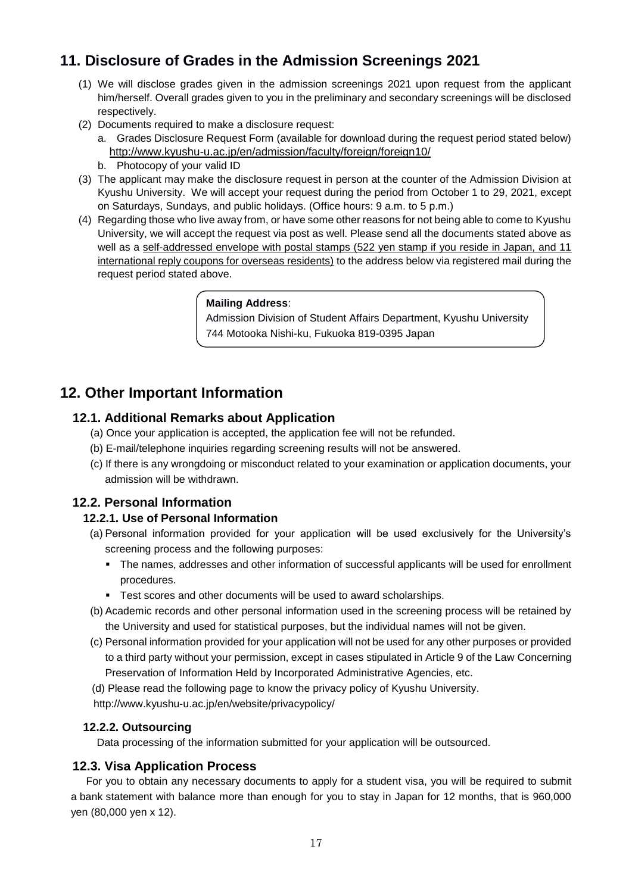## 11. Disclosure of Grades in the Admission Screenings 2021

(1) We will disclose grades given in the admission screenings 2021 upon request from the applicant him/herself. Overall grades given to you in the preliminary and secondary screenings will be disclosed respectively.

(2) Documents required to make a disclosure request:

a. Grades Disclosure Request Form (available for download during the request period stated below) http://www.kyushu-u.ac.jp/en/admission/faculty/foreign/foreign10/

b. Photocopy of your valid ID

(3) The applicant may make the disclosure request in person at the counter of the Admission Division at Kyushu University. We will accept your request during the period from October 1 to 29, 2021, except on Saturdays, Sundays, and public holidays. (Office hours: 9 a.m. to 5 p.m.)

(4) Regarding those who live away from, or have some other reasons for not being able to come to Kyushu University, we will accept the request via post as well. Please send all the documents stated above as well as a self-addressed envelope with postal stamps (522 yen stamp if you reside in Japan, and 11 international reply coupons for overseas residents) to the address below via registered mail during the request period stated above.

**Mailing Address**:
Admission Division of Student Affairs Department, Kyushu University
744 Motooka Nishi-ku, Fukuoka 819-0395 Japan

## 12. Other Important Information

### 12.1. Additional Remarks about Application

(a) Once your application is accepted, the application fee will not be refunded.

(b) E-mail/telephone inquiries regarding screening results will not be answered.

(c) If there is any wrongdoing or misconduct related to your examination or application documents, your admission will be withdrawn.

### 12.2. Personal Information

#### 12.2.1. Use of Personal Information

(a) Personal information provided for your application will be used exclusively for the University's screening process and the following purposes:

- The names, addresses and other information of successful applicants will be used for enrollment procedures.
- Test scores and other documents will be used to award scholarships.

(b) Academic records and other personal information used in the screening process will be retained by the University and used for statistical purposes, but the individual names will not be given.

(c) Personal information provided for your application will not be used for any other purposes or provided to a third party without your permission, except in cases stipulated in Article 9 of the Law Concerning Preservation of Information Held by Incorporated Administrative Agencies, etc.

(d) Please read the following page to know the privacy policy of Kyushu University.
http://www.kyushu-u.ac.jp/en/website/privacypolicy/

#### 12.2.2. Outsourcing

Data processing of the information submitted for your application will be outsourced.

### 12.3. Visa Application Process

For you to obtain any necessary documents to apply for a student visa, you will be required to submit a bank statement with balance more than enough for you to stay in Japan for 12 months, that is 960,000 yen (80,000 yen x 12).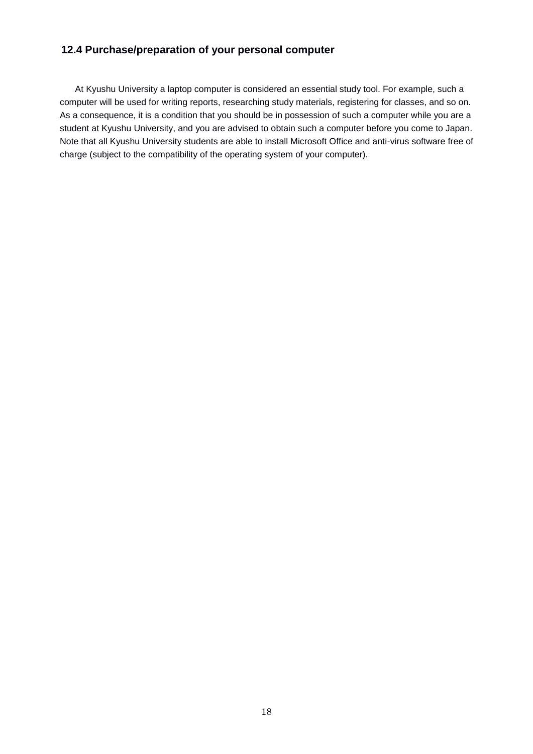### 12.4 Purchase/preparation of your personal computer

At Kyushu University a laptop computer is considered an essential study tool. For example, such a computer will be used for writing reports, researching study materials, registering for classes, and so on. As a consequence, it is a condition that you should be in possession of such a computer while you are a student at Kyushu University, and you are advised to obtain such a computer before you come to Japan. Note that all Kyushu University students are able to install Microsoft Office and anti-virus software free of charge (subject to the compatibility of the operating system of your computer).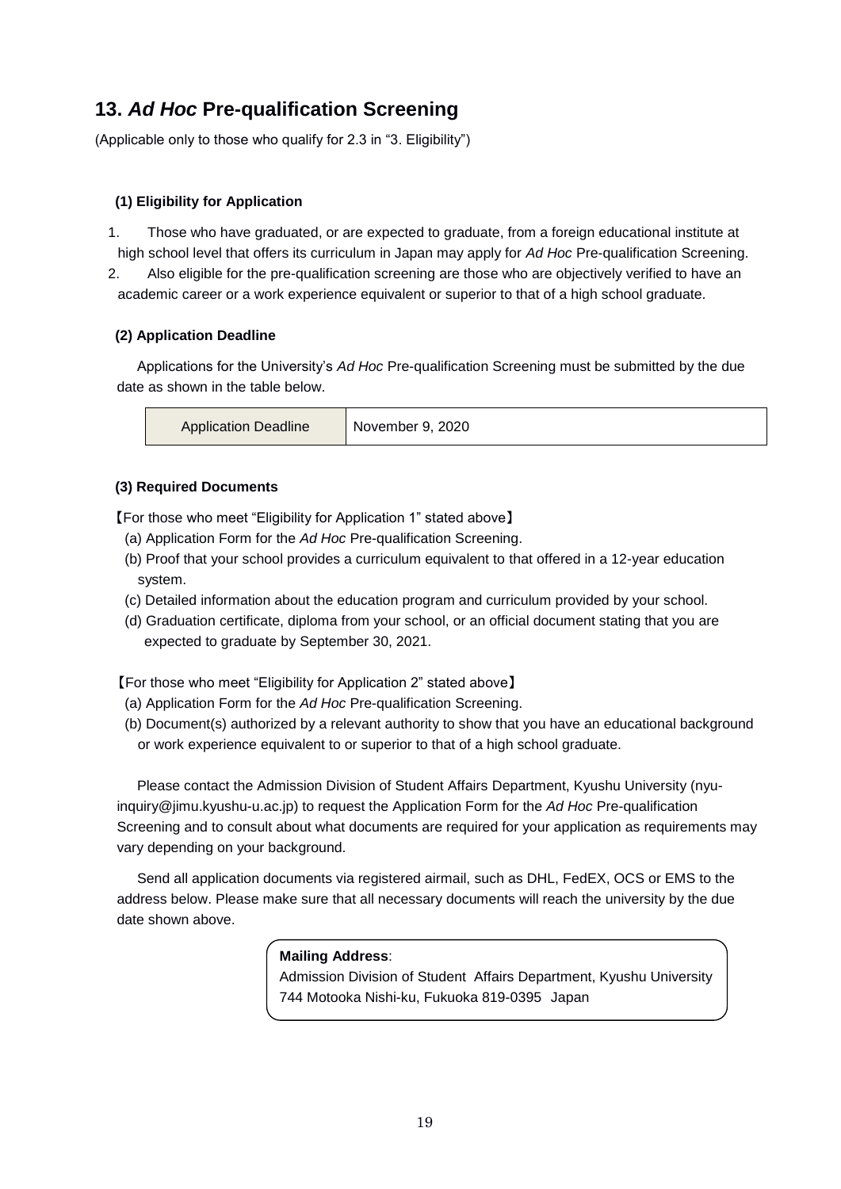## 13. *Ad Hoc* Pre-qualification Screening

(Applicable only to those who qualify for 2.3 in "3. Eligibility")

### (1) Eligibility for Application

1. Those who have graduated, or are expected to graduate, from a foreign educational institute at high school level that offers its curriculum in Japan may apply for *Ad Hoc* Pre-qualification Screening.
2. Also eligible for the pre-qualification screening are those who are objectively verified to have an academic career or a work experience equivalent or superior to that of a high school graduate.

### (2) Application Deadline

Applications for the University's *Ad Hoc* Pre-qualification Screening must be submitted by the due date as shown in the table below.

| | |
|---|---|
| Application Deadline | November 9, 2020 |

### (3) Required Documents

【For those who meet "Eligibility for Application 1" stated above】

(a) Application Form for the *Ad Hoc* Pre-qualification Screening.
(b) Proof that your school provides a curriculum equivalent to that offered in a 12-year education system.
(c) Detailed information about the education program and curriculum provided by your school.
(d) Graduation certificate, diploma from your school, or an official document stating that you are expected to graduate by September 30, 2021.

【For those who meet "Eligibility for Application 2" stated above】

(a) Application Form for the *Ad Hoc* Pre-qualification Screening.
(b) Document(s) authorized by a relevant authority to show that you have an educational background or work experience equivalent to or superior to that of a high school graduate.

Please contact the Admission Division of Student Affairs Department, Kyushu University (nyu-inquiry@jimu.kyushu-u.ac.jp) to request the Application Form for the *Ad Hoc* Pre-qualification Screening and to consult about what documents are required for your application as requirements may vary depending on your background.

Send all application documents via registered airmail, such as DHL, FedEX, OCS or EMS to the address below. Please make sure that all necessary documents will reach the university by the due date shown above.

**Mailing Address**:
Admission Division of Student Affairs Department, Kyushu University
744 Motooka Nishi-ku, Fukuoka 819-0395 Japan